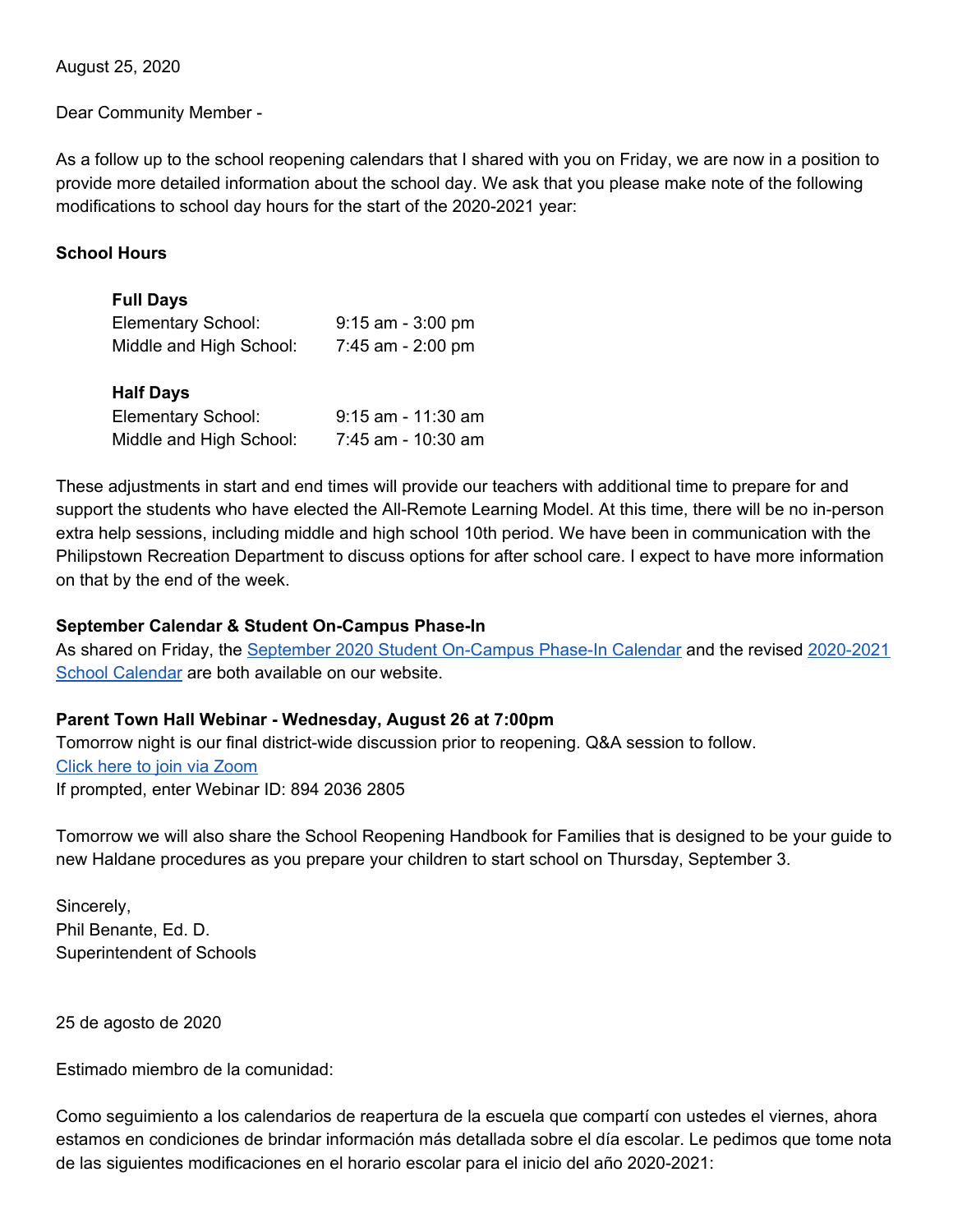August 25, 2020

Dear Community Member -

As a follow up to the school reopening calendars that I shared with you on Friday, we are now in a position to provide more detailed information about the school day. We ask that you please make note of the following modifications to school day hours for the start of the 2020-2021 year:

**School Hours**

**Full Days**

| | |
|---|---|
| Elementary School: | 9:15 am - 3:00 pm |
| Middle and High School: | 7:45 am - 2:00 pm |

**Half Days**

| | |
|---|---|
| Elementary School: | 9:15 am - 11:30 am |
| Middle and High School: | 7:45 am - 10:30 am |

These adjustments in start and end times will provide our teachers with additional time to prepare for and support the students who have elected the All-Remote Learning Model. At this time, there will be no in-person extra help sessions, including middle and high school 10th period. We have been in communication with the Philipstown Recreation Department to discuss options for after school care. I expect to have more information on that by the end of the week.

**September Calendar & Student On-Campus Phase-In**

As shared on Friday, the September 2020 Student On-Campus Phase-In Calendar and the revised 2020-2021 School Calendar are both available on our website.

**Parent Town Hall Webinar - Wednesday, August 26 at 7:00pm**

Tomorrow night is our final district-wide discussion prior to reopening. Q&A session to follow.
Click here to join via Zoom
If prompted, enter Webinar ID: 894 2036 2805

Tomorrow we will also share the School Reopening Handbook for Families that is designed to be your guide to new Haldane procedures as you prepare your children to start school on Thursday, September 3.

Sincerely,
Phil Benante, Ed. D.
Superintendent of Schools

25 de agosto de 2020

Estimado miembro de la comunidad:

Como seguimiento a los calendarios de reapertura de la escuela que compartí con ustedes el viernes, ahora estamos en condiciones de brindar información más detallada sobre el día escolar. Le pedimos que tome nota de las siguientes modificaciones en el horario escolar para el inicio del año 2020-2021: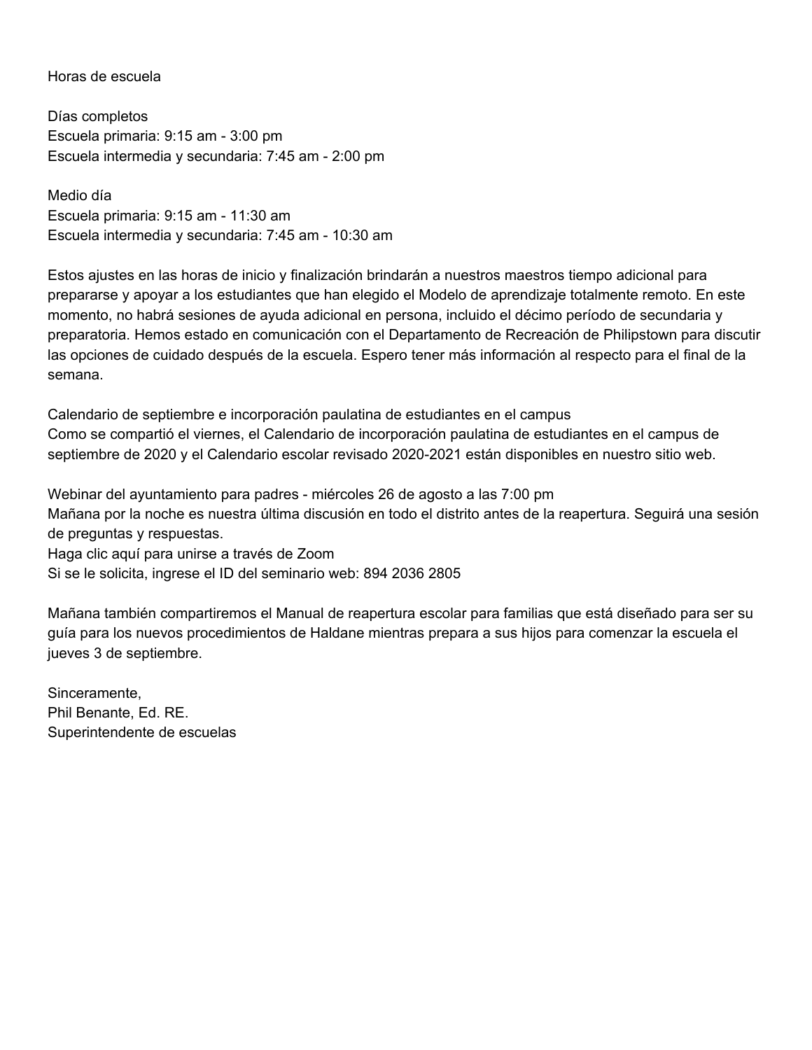## Horas de escuela

Días completos
Escuela primaria: 9:15 am - 3:00 pm
Escuela intermedia y secundaria: 7:45 am - 2:00 pm

Medio día
Escuela primaria: 9:15 am - 11:30 am
Escuela intermedia y secundaria: 7:45 am - 10:30 am

Estos ajustes en las horas de inicio y finalización brindarán a nuestros maestros tiempo adicional para prepararse y apoyar a los estudiantes que han elegido el Modelo de aprendizaje totalmente remoto. En este momento, no habrá sesiones de ayuda adicional en persona, incluido el décimo período de secundaria y preparatoria. Hemos estado en comunicación con el Departamento de Recreación de Philipstown para discutir las opciones de cuidado después de la escuela. Espero tener más información al respecto para el final de la semana.

## Calendario de septiembre e incorporación paulatina de estudiantes en el campus

Como se compartió el viernes, el Calendario de incorporación paulatina de estudiantes en el campus de septiembre de 2020 y el Calendario escolar revisado 2020-2021 están disponibles en nuestro sitio web.

## Webinar del ayuntamiento para padres - miércoles 26 de agosto a las 7:00 pm

Mañana por la noche es nuestra última discusión en todo el distrito antes de la reapertura. Seguirá una sesión de preguntas y respuestas.
Haga clic aquí para unirse a través de Zoom
Si se le solicita, ingrese el ID del seminario web: 894 2036 2805

Mañana también compartiremos el Manual de reapertura escolar para familias que está diseñado para ser su guía para los nuevos procedimientos de Haldane mientras prepara a sus hijos para comenzar la escuela el jueves 3 de septiembre.

Sinceramente,
Phil Benante, Ed. RE.
Superintendente de escuelas